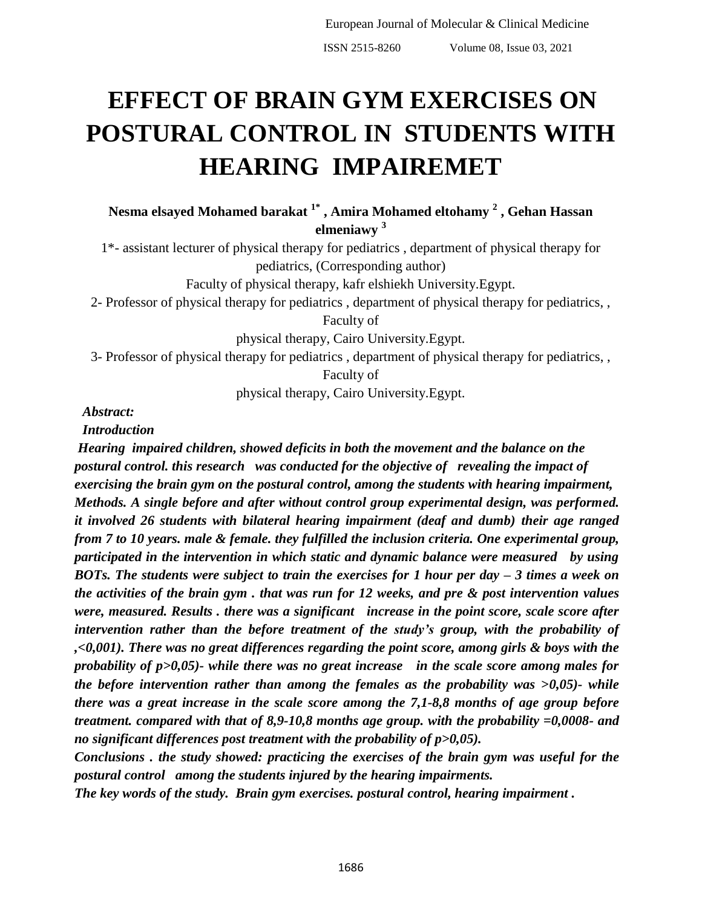# EFFECT OF BRAIN GYM EXERCISES ON POSTURAL CONTROL IN STUDENTS WITH HEARING IMPAIREMET

**Nesma elsayed Mohamed barakat [1*] , Amira Mohamed eltohamy [2] , Gehan Hassan elmeniawy [3]**

1*- assistant lecturer of physical therapy for pediatrics , department of physical therapy for pediatrics, (Corresponding author)
Faculty of physical therapy, kafr elshiekh University.Egypt.

2- Professor of physical therapy for pediatrics , department of physical therapy for pediatrics, , Faculty of physical therapy, Cairo University.Egypt.

3- Professor of physical therapy for pediatrics , department of physical therapy for pediatrics, , Faculty of physical therapy, Cairo University.Egypt.

***Abstract:***

***Introduction***

***Hearing impaired children, showed deficits in both the movement and the balance on the postural control. this research was conducted for the objective of revealing the impact of exercising the brain gym on the postural control, among the students with hearing impairment, Methods. A single before and after without control group experimental design, was performed. it involved 26 students with bilateral hearing impairment (deaf and dumb) their age ranged from 7 to 10 years. male & female. they fulfilled the inclusion criteria. One experimental group, participated in the intervention in which static and dynamic balance were measured by using BOTs. The students were subject to train the exercises for 1 hour per day – 3 times a week on the activities of the brain gym . that was run for 12 weeks, and pre & post intervention values were, measured. Results . there was a significant increase in the point score, scale score after intervention rather than the before treatment of the study's group, with the probability of ,<0,001). There was no great differences regarding the point score, among girls & boys with the probability of p>0,05)- while there was no great increase in the scale score among males for the before intervention rather than among the females as the probability was >0,05)- while there was a great increase in the scale score among the 7,1-8,8 months of age group before treatment. compared with that of 8,9-10,8 months age group. with the probability =0,0008- and no significant differences post treatment with the probability of p>0,05).***

***Conclusions . the study showed: practicing the exercises of the brain gym was useful for the postural control among the students injured by the hearing impairments.***

***The key words of the study. Brain gym exercises. postural control, hearing impairment .***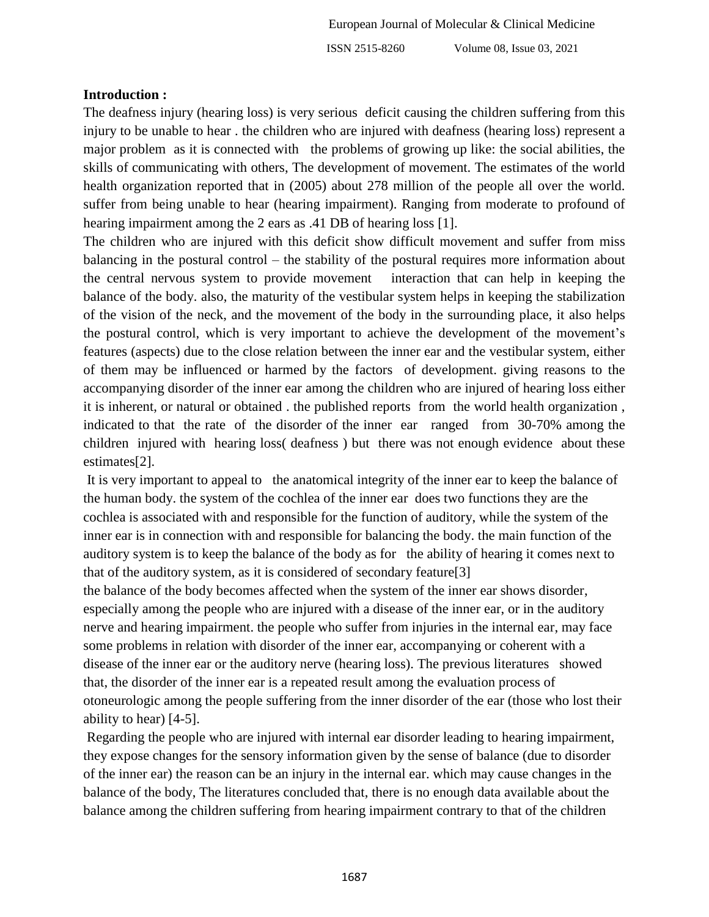**Introduction :**

The deafness injury (hearing loss) is very serious deficit causing the children suffering from this injury to be unable to hear . the children who are injured with deafness (hearing loss) represent a major problem as it is connected with the problems of growing up like: the social abilities, the skills of communicating with others, The development of movement. The estimates of the world health organization reported that in (2005) about 278 million of the people all over the world. suffer from being unable to hear (hearing impairment). Ranging from moderate to profound of hearing impairment among the 2 ears as .41 DB of hearing loss [1].

The children who are injured with this deficit show difficult movement and suffer from miss balancing in the postural control – the stability of the postural requires more information about the central nervous system to provide movement interaction that can help in keeping the balance of the body. also, the maturity of the vestibular system helps in keeping the stabilization of the vision of the neck, and the movement of the body in the surrounding place, it also helps the postural control, which is very important to achieve the development of the movement's features (aspects) due to the close relation between the inner ear and the vestibular system, either of them may be influenced or harmed by the factors of development. giving reasons to the accompanying disorder of the inner ear among the children who are injured of hearing loss either it is inherent, or natural or obtained . the published reports from the world health organization , indicated to that the rate of the disorder of the inner ear ranged from 30-70% among the children injured with hearing loss( deafness ) but there was not enough evidence about these estimates[2].

It is very important to appeal to the anatomical integrity of the inner ear to keep the balance of the human body. the system of the cochlea of the inner ear does two functions they are the cochlea is associated with and responsible for the function of auditory, while the system of the inner ear is in connection with and responsible for balancing the body. the main function of the auditory system is to keep the balance of the body as for the ability of hearing it comes next to that of the auditory system, as it is considered of secondary feature[3]

the balance of the body becomes affected when the system of the inner ear shows disorder, especially among the people who are injured with a disease of the inner ear, or in the auditory nerve and hearing impairment. the people who suffer from injuries in the internal ear, may face some problems in relation with disorder of the inner ear, accompanying or coherent with a disease of the inner ear or the auditory nerve (hearing loss). The previous literatures showed that, the disorder of the inner ear is a repeated result among the evaluation process of otoneurologic among the people suffering from the inner disorder of the ear (those who lost their ability to hear) [4-5].

Regarding the people who are injured with internal ear disorder leading to hearing impairment, they expose changes for the sensory information given by the sense of balance (due to disorder of the inner ear) the reason can be an injury in the internal ear. which may cause changes in the balance of the body, The literatures concluded that, there is no enough data available about the balance among the children suffering from hearing impairment contrary to that of the children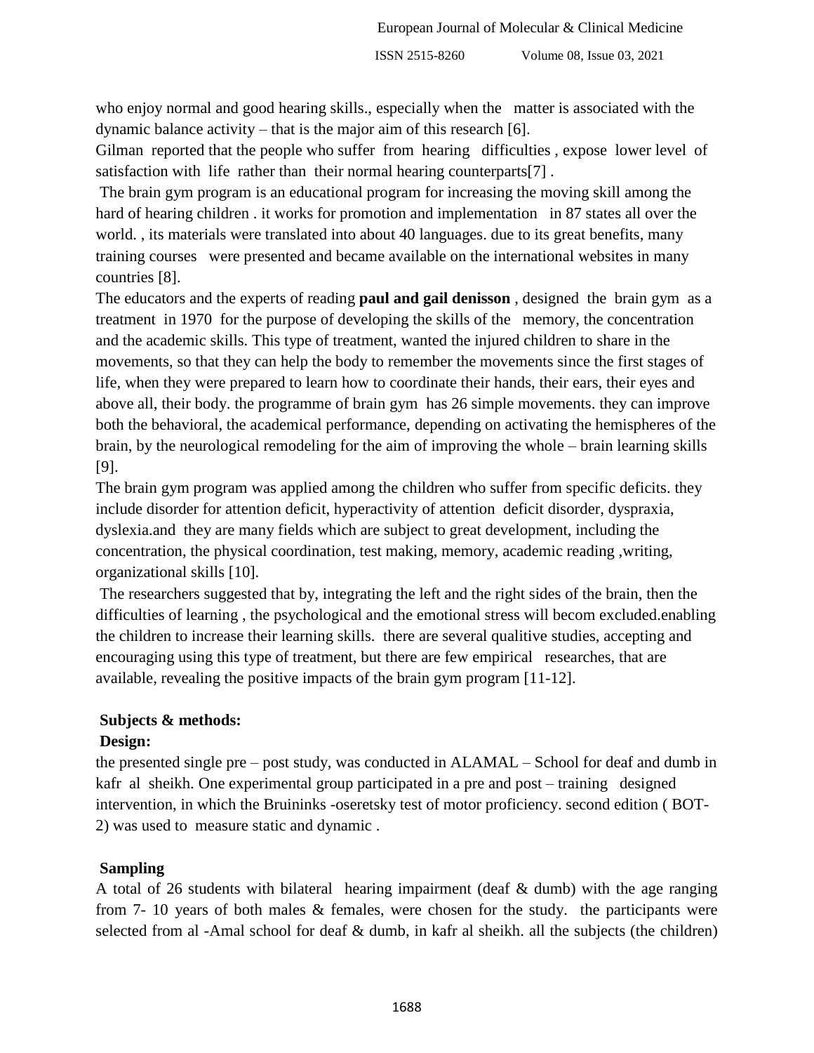who enjoy normal and good hearing skills., especially when the matter is associated with the dynamic balance activity – that is the major aim of this research [6].

Gilman reported that the people who suffer from hearing difficulties , expose lower level of satisfaction with life rather than their normal hearing counterparts[7] .

The brain gym program is an educational program for increasing the moving skill among the hard of hearing children . it works for promotion and implementation in 87 states all over the world. , its materials were translated into about 40 languages. due to its great benefits, many training courses were presented and became available on the international websites in many countries [8].

The educators and the experts of reading **paul and gail denisson** , designed the brain gym as a treatment in 1970 for the purpose of developing the skills of the memory, the concentration and the academic skills. This type of treatment, wanted the injured children to share in the movements, so that they can help the body to remember the movements since the first stages of life, when they were prepared to learn how to coordinate their hands, their ears, their eyes and above all, their body. the programme of brain gym has 26 simple movements. they can improve both the behavioral, the academical performance, depending on activating the hemispheres of the brain, by the neurological remodeling for the aim of improving the whole – brain learning skills [9].

The brain gym program was applied among the children who suffer from specific deficits. they include disorder for attention deficit, hyperactivity of attention deficit disorder, dyspraxia, dyslexia.and they are many fields which are subject to great development, including the concentration, the physical coordination, test making, memory, academic reading ,writing, organizational skills [10].

The researchers suggested that by, integrating the left and the right sides of the brain, then the difficulties of learning , the psychological and the emotional stress will becom excluded.enabling the children to increase their learning skills. there are several qualitive studies, accepting and encouraging using this type of treatment, but there are few empirical researches, that are available, revealing the positive impacts of the brain gym program [11-12].

## Subjects & methods:

### Design:

the presented single pre – post study, was conducted in ALAMAL – School for deaf and dumb in kafr al sheikh. One experimental group participated in a pre and post – training designed intervention, in which the Bruininks -oseretsky test of motor proficiency. second edition ( BOT-2) was used to measure static and dynamic .

### Sampling

A total of 26 students with bilateral hearing impairment (deaf & dumb) with the age ranging from 7- 10 years of both males & females, were chosen for the study. the participants were selected from al -Amal school for deaf & dumb, in kafr al sheikh. all the subjects (the children)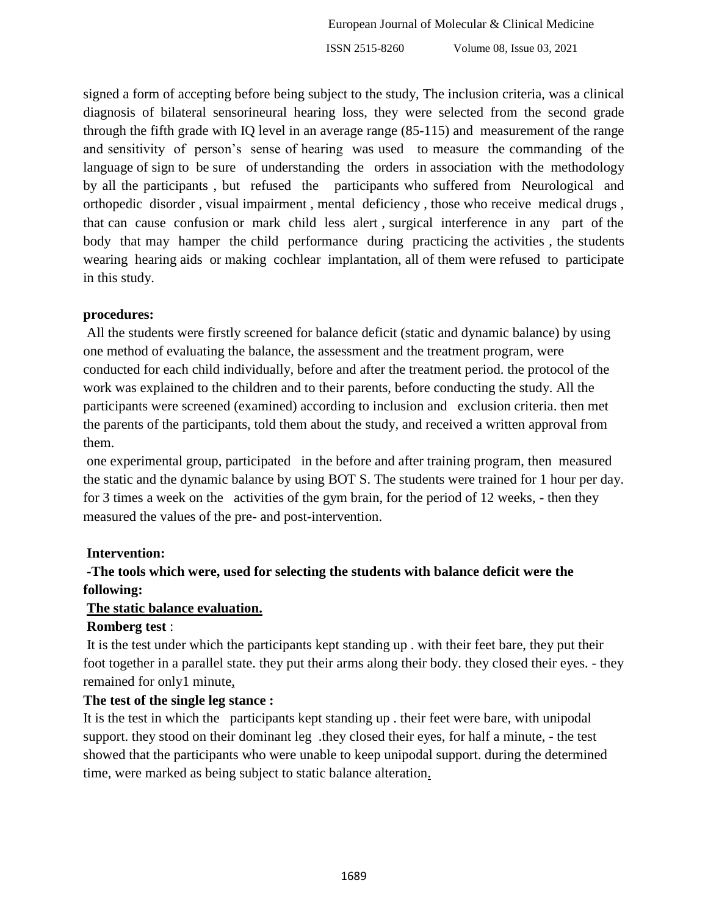signed a form of accepting before being subject to the study, The inclusion criteria, was a clinical diagnosis of bilateral sensorineural hearing loss, they were selected from the second grade through the fifth grade with IQ level in an average range (85-115) and measurement of the range and sensitivity of person's sense of hearing was used to measure the commanding of the language of sign to be sure of understanding the orders in association with the methodology by all the participants , but refused the participants who suffered from Neurological and orthopedic disorder , visual impairment , mental deficiency , those who receive medical drugs , that can cause confusion or mark child less alert , surgical interference in any part of the body that may hamper the child performance during practicing the activities , the students wearing hearing aids or making cochlear implantation, all of them were refused to participate in this study.

**procedures:**

All the students were firstly screened for balance deficit (static and dynamic balance) by using one method of evaluating the balance, the assessment and the treatment program, were conducted for each child individually, before and after the treatment period. the protocol of the work was explained to the children and to their parents, before conducting the study. All the participants were screened (examined) according to inclusion and exclusion criteria. then met the parents of the participants, told them about the study, and received a written approval from them.

one experimental group, participated in the before and after training program, then measured the static and the dynamic balance by using BOT S. The students were trained for 1 hour per day. for 3 times a week on the activities of the gym brain, for the period of 12 weeks, - then they measured the values of the pre- and post-intervention.

**Intervention:**

**-The tools which were, used for selecting the students with balance deficit were the following:**

**<u>The static balance evaluation.</u>**

**Romberg test** :

It is the test under which the participants kept standing up . with their feet bare, they put their foot together in a parallel state. they put their arms along their body. they closed their eyes. - they remained for only1 minute,

**The test of the single leg stance :**

It is the test in which the participants kept standing up . their feet were bare, with unipodal support. they stood on their dominant leg .they closed their eyes, for half a minute, - the test showed that the participants who were unable to keep unipodal support. during the determined time, were marked as being subject to static balance alteration.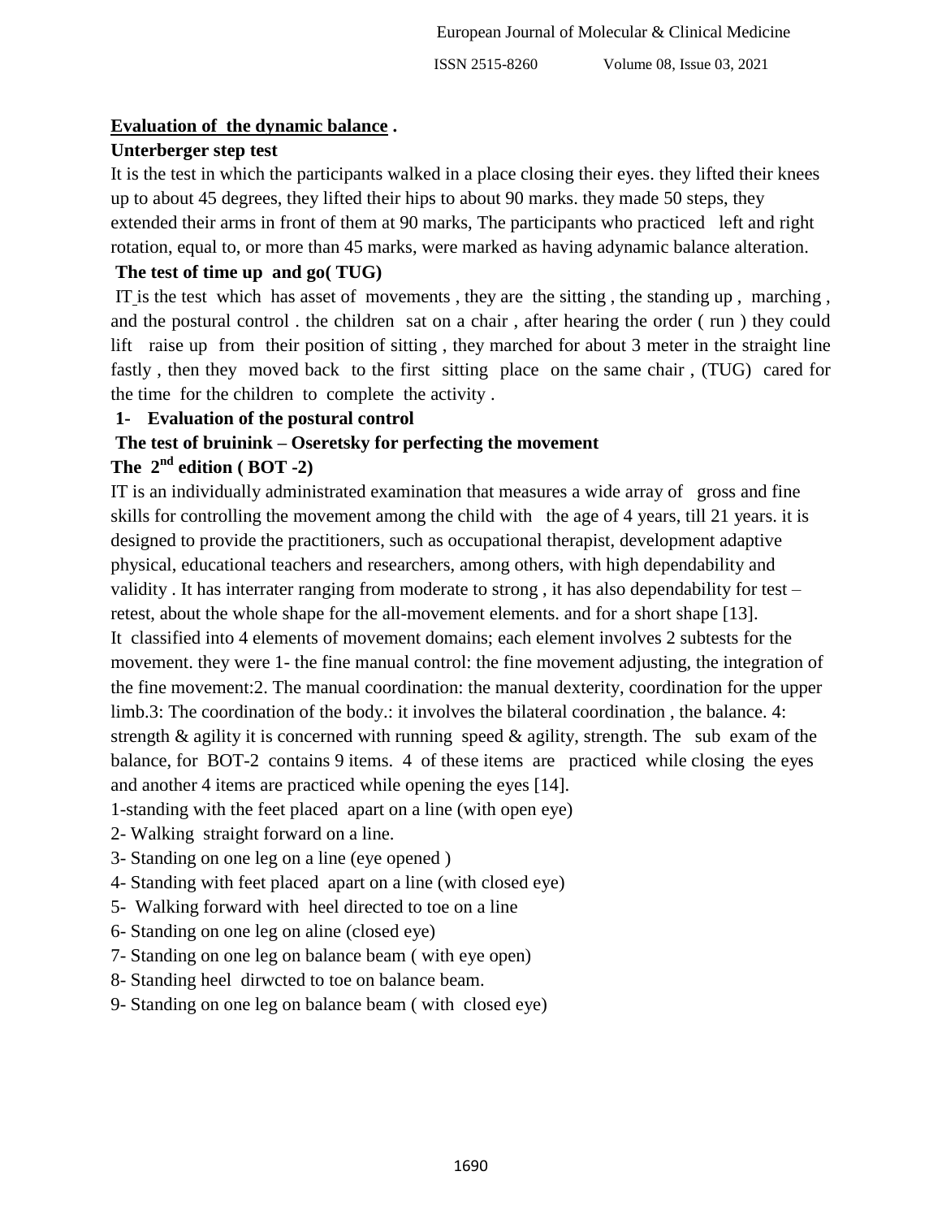**Evaluation of the dynamic balance .**

**Unterberger step test**

It is the test in which the participants walked in a place closing their eyes. they lifted their knees up to about 45 degrees, they lifted their hips to about 90 marks. they made 50 steps, they extended their arms in front of them at 90 marks, The participants who practiced left and right rotation, equal to, or more than 45 marks, were marked as having adynamic balance alteration.

**The test of time up and go( TUG)**

IT is the test which has asset of movements , they are the sitting , the standing up , marching , and the postural control . the children sat on a chair , after hearing the order ( run ) they could lift raise up from their position of sitting , they marched for about 3 meter in the straight line fastly , then they moved back to the first sitting place on the same chair , (TUG) cared for the time for the children to complete the activity .

**1- Evaluation of the postural control**

**The test of bruinink – Oseretsky for perfecting the movement**

**The 2nd edition ( BOT -2)**

IT is an individually administrated examination that measures a wide array of gross and fine skills for controlling the movement among the child with the age of 4 years, till 21 years. it is designed to provide the practitioners, such as occupational therapist, development adaptive physical, educational teachers and researchers, among others, with high dependability and validity . It has interrater ranging from moderate to strong , it has also dependability for test – retest, about the whole shape for the all-movement elements. and for a short shape [13].

It classified into 4 elements of movement domains; each element involves 2 subtests for the movement. they were 1- the fine manual control: the fine movement adjusting, the integration of the fine movement:2. The manual coordination: the manual dexterity, coordination for the upper limb.3: The coordination of the body.: it involves the bilateral coordination , the balance. 4: strength & agility it is concerned with running speed & agility, strength. The sub exam of the balance, for BOT-2 contains 9 items. 4 of these items are practiced while closing the eyes and another 4 items are practiced while opening the eyes [14].

1-standing with the feet placed apart on a line (with open eye)
2- Walking straight forward on a line.
3- Standing on one leg on a line (eye opened )
4- Standing with feet placed apart on a line (with closed eye)
5- Walking forward with heel directed to toe on a line
6- Standing on one leg on aline (closed eye)
7- Standing on one leg on balance beam ( with eye open)
8- Standing heel dirwcted to toe on balance beam.
9- Standing on one leg on balance beam ( with closed eye)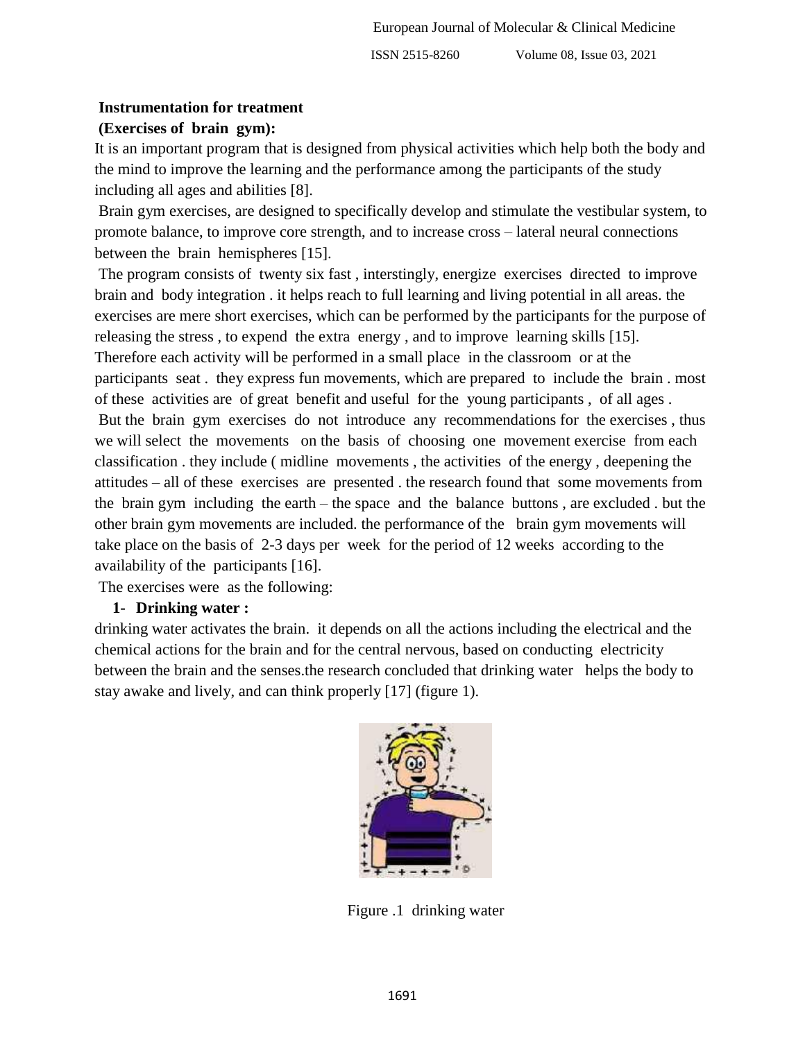**Instrumentation for treatment**

**(Exercises of brain gym):**

It is an important program that is designed from physical activities which help both the body and the mind to improve the learning and the performance among the participants of the study including all ages and abilities [8].

Brain gym exercises, are designed to specifically develop and stimulate the vestibular system, to promote balance, to improve core strength, and to increase cross – lateral neural connections between the brain hemispheres [15].

The program consists of twenty six fast , interstingly, energize exercises directed to improve brain and body integration . it helps reach to full learning and living potential in all areas. the exercises are mere short exercises, which can be performed by the participants for the purpose of releasing the stress , to expend the extra energy , and to improve learning skills [15]. Therefore each activity will be performed in a small place in the classroom or at the participants seat . they express fun movements, which are prepared to include the brain . most of these activities are of great benefit and useful for the young participants , of all ages .

But the brain gym exercises do not introduce any recommendations for the exercises , thus we will select the movements on the basis of choosing one movement exercise from each classification . they include ( midline movements , the activities of the energy , deepening the attitudes – all of these exercises are presented . the research found that some movements from the brain gym including the earth – the space and the balance buttons , are excluded . but the other brain gym movements are included. the performance of the brain gym movements will take place on the basis of 2-3 days per week for the period of 12 weeks according to the availability of the participants [16].

The exercises were as the following:

**1- Drinking water :**

drinking water activates the brain. it depends on all the actions including the electrical and the chemical actions for the brain and for the central nervous, based on conducting electricity between the brain and the senses.the research concluded that drinking water helps the body to stay awake and lively, and can think properly [17] (figure 1).

Figure .1 drinking water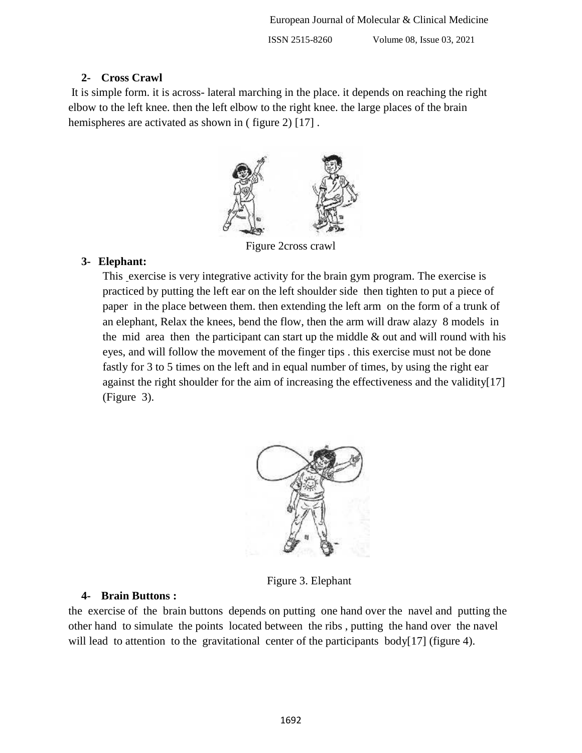**2- Cross Crawl**

It is simple form. it is across- lateral marching in the place. it depends on reaching the right elbow to the left knee. then the left elbow to the right knee. the large places of the brain hemispheres are activated as shown in ( figure 2) [17] .

Figure 2cross crawl

**3- Elephant:**

This exercise is very integrative activity for the brain gym program. The exercise is practiced by putting the left ear on the left shoulder side then tighten to put a piece of paper in the place between them. then extending the left arm on the form of a trunk of an elephant, Relax the knees, bend the flow, then the arm will draw alazy 8 models in the mid area then the participant can start up the middle & out and will round with his eyes, and will follow the movement of the finger tips . this exercise must not be done fastly for 3 to 5 times on the left and in equal number of times, by using the right ear against the right shoulder for the aim of increasing the effectiveness and the validity[17] (Figure 3).

Figure 3. Elephant

**4- Brain Buttons :**

the exercise of the brain buttons depends on putting one hand over the navel and putting the other hand to simulate the points located between the ribs , putting the hand over the navel will lead to attention to the gravitational center of the participants body[17] (figure 4).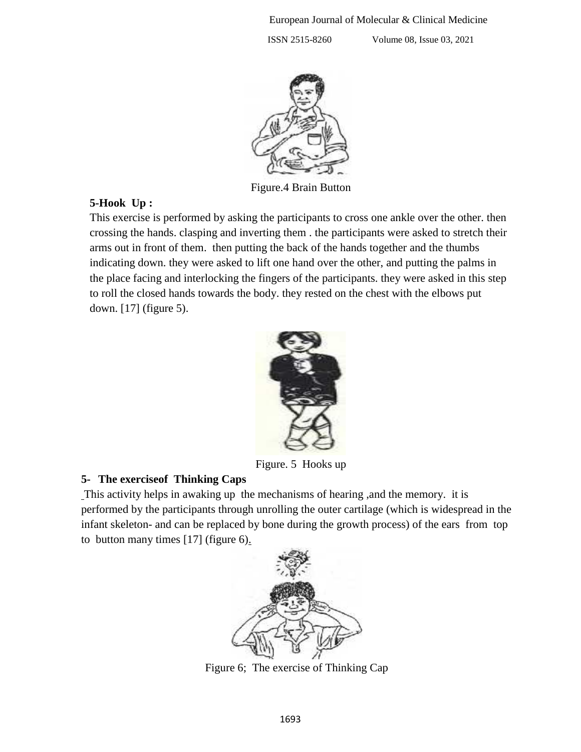Figure.4 Brain Button

**5-Hook Up :**

This exercise is performed by asking the participants to cross one ankle over the other. then crossing the hands. clasping and inverting them . the participants were asked to stretch their arms out in front of them. then putting the back of the hands together and the thumbs indicating down. they were asked to lift one hand over the other, and putting the palms in the place facing and interlocking the fingers of the participants. they were asked in this step to roll the closed hands towards the body. they rested on the chest with the elbows put down. [17] (figure 5).

Figure. 5 Hooks up

**5- The exerciseof Thinking Caps**

This activity helps in awaking up the mechanisms of hearing ,and the memory. it is performed by the participants through unrolling the outer cartilage (which is widespread in the infant skeleton- and can be replaced by bone during the growth process) of the ears from top to button many times [17] (figure 6).

Figure 6; The exercise of Thinking Cap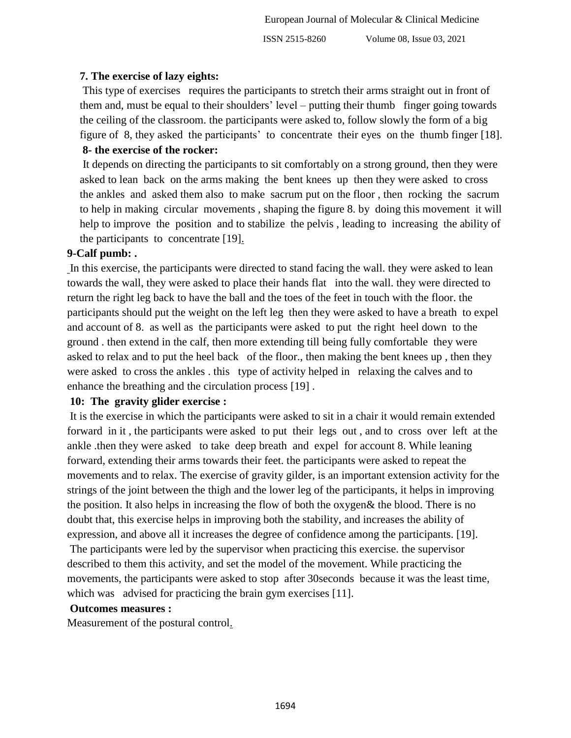**7. The exercise of lazy eights:**

This type of exercises requires the participants to stretch their arms straight out in front of them and, must be equal to their shoulders' level – putting their thumb finger going towards the ceiling of the classroom. the participants were asked to, follow slowly the form of a big figure of 8, they asked the participants' to concentrate their eyes on the thumb finger [18].

**8- the exercise of the rocker:**

It depends on directing the participants to sit comfortably on a strong ground, then they were asked to lean back on the arms making the bent knees up then they were asked to cross the ankles and asked them also to make sacrum put on the floor , then rocking the sacrum to help in making circular movements , shaping the figure 8. by doing this movement it will help to improve the position and to stabilize the pelvis , leading to increasing the ability of the participants to concentrate [19].

**9-Calf pumb: .**

In this exercise, the participants were directed to stand facing the wall. they were asked to lean towards the wall, they were asked to place their hands flat into the wall. they were directed to return the right leg back to have the ball and the toes of the feet in touch with the floor. the participants should put the weight on the left leg then they were asked to have a breath to expel and account of 8. as well as the participants were asked to put the right heel down to the ground . then extend in the calf, then more extending till being fully comfortable they were asked to relax and to put the heel back of the floor., then making the bent knees up , then they were asked to cross the ankles . this type of activity helped in relaxing the calves and to enhance the breathing and the circulation process [19] .

**10: The gravity glider exercise :**

It is the exercise in which the participants were asked to sit in a chair it would remain extended forward in it , the participants were asked to put their legs out , and to cross over left at the ankle .then they were asked to take deep breath and expel for account 8. While leaning forward, extending their arms towards their feet. the participants were asked to repeat the movements and to relax. The exercise of gravity gilder, is an important extension activity for the strings of the joint between the thigh and the lower leg of the participants, it helps in improving the position. It also helps in increasing the flow of both the oxygen& the blood. There is no doubt that, this exercise helps in improving both the stability, and increases the ability of expression, and above all it increases the degree of confidence among the participants. [19].

The participants were led by the supervisor when practicing this exercise. the supervisor described to them this activity, and set the model of the movement. While practicing the movements, the participants were asked to stop after 30seconds because it was the least time, which was advised for practicing the brain gym exercises [11].

**Outcomes measures :**

Measurement of the postural control.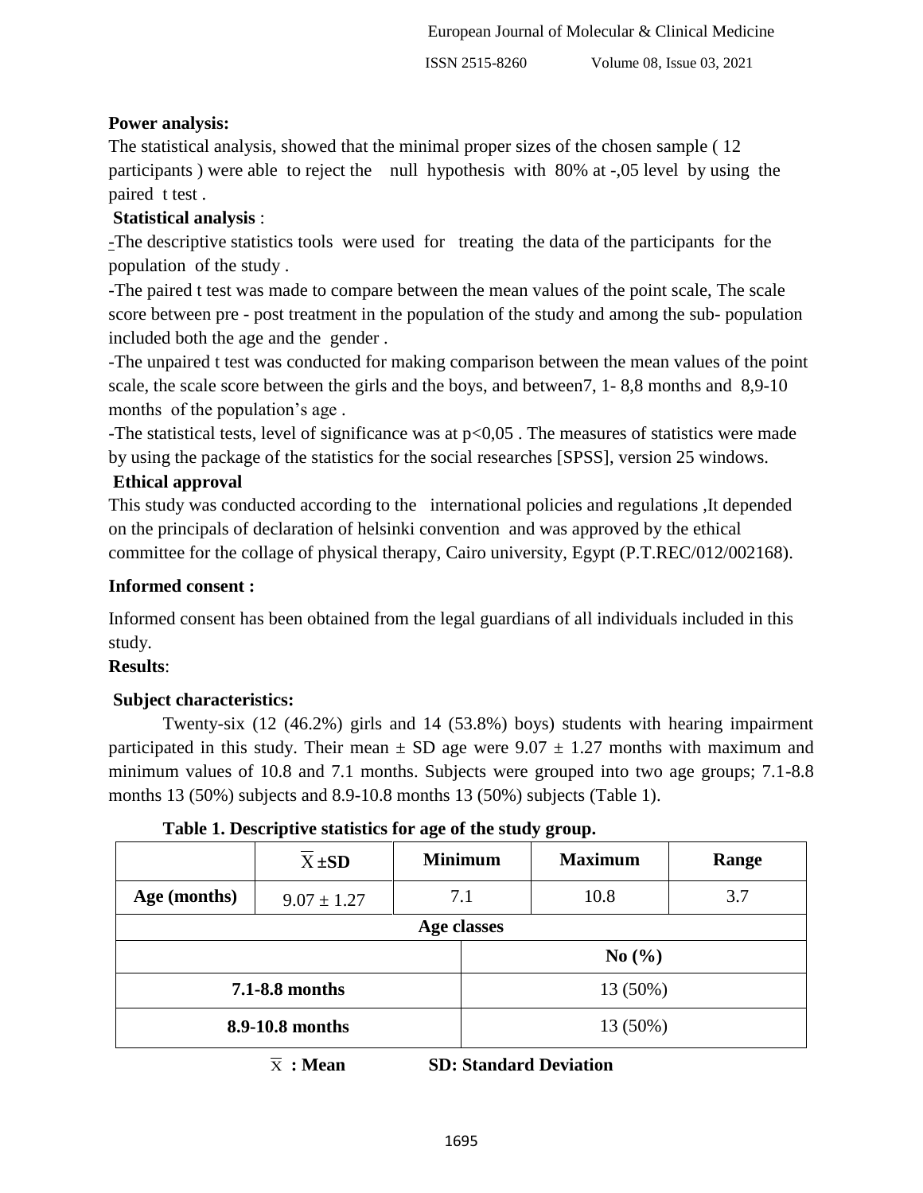**Power analysis:**

The statistical analysis, showed that the minimal proper sizes of the chosen sample ( 12 participants ) were able to reject the null hypothesis with 80% at -,05 level by using the paired t test .

**Statistical analysis** :

-The descriptive statistics tools were used for treating the data of the participants for the population of the study .

-The paired t test was made to compare between the mean values of the point scale, The scale score between pre - post treatment in the population of the study and among the sub- population included both the age and the gender .

-The unpaired t test was conducted for making comparison between the mean values of the point scale, the scale score between the girls and the boys, and between7, 1- 8,8 months and 8,9-10 months of the population's age .

-The statistical tests, level of significance was at p<0,05 . The measures of statistics were made by using the package of the statistics for the social researches [SPSS], version 25 windows.

**Ethical approval**

This study was conducted according to the international policies and regulations ,It depended on the principals of declaration of helsinki convention and was approved by the ethical committee for the collage of physical therapy, Cairo university, Egypt (P.T.REC/012/002168).

**Informed consent :**

Informed consent has been obtained from the legal guardians of all individuals included in this study.

**Results**:

**Subject characteristics:**

Twenty-six (12 (46.2%) girls and 14 (53.8%) boys) students with hearing impairment participated in this study. Their mean ± SD age were 9.07 ± 1.27 months with maximum and minimum values of 10.8 and 7.1 months. Subjects were grouped into two age groups; 7.1-8.8 months 13 (50%) subjects and 8.9-10.8 months 13 (50%) subjects (Table 1).

**Table 1. Descriptive statistics for age of the study group.**

| | $\overline{X}$ **±SD** | **Minimum** | **Maximum** | **Range** |
|---|---|---|---|---|
| **Age (months)** | 9.07 ± 1.27 | 7.1 | 10.8 | 3.7 |
| **Age classes** | | | | |
| | | **No (%)** | | |
| **7.1-8.8 months** | | 13 (50%) | | |
| **8.9-10.8 months** | | 13 (50%) | | |

$\overline{X}$ **: Mean** **SD: Standard Deviation**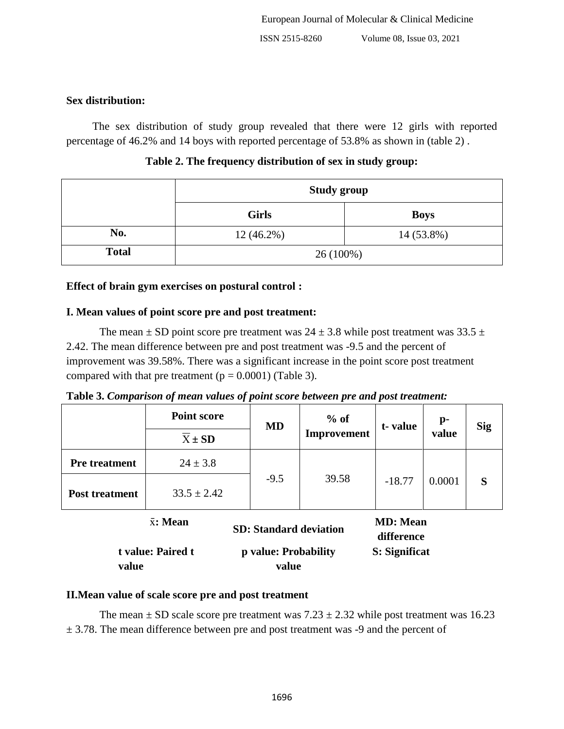**Sex distribution:**

The sex distribution of study group revealed that there were 12 girls with reported percentage of 46.2% and 14 boys with reported percentage of 53.8% as shown in (table 2) .

**Table 2. The frequency distribution of sex in study group:**

| | Study group | |
|---|---|---|
| | **Girls** | **Boys** |
| **No.** | 12 (46.2%) | 14 (53.8%) |
| **Total** | 26 (100%) | |

**Effect of brain gym exercises on postural control :**

**I. Mean values of point score pre and post treatment:**

The mean ± SD point score pre treatment was 24 ± 3.8 while post treatment was 33.5 ± 2.42. The mean difference between pre and post treatment was -9.5 and the percent of improvement was 39.58%. There was a significant increase in the point score post treatment compared with that pre treatment (p = 0.0001) (Table 3).

**Table 3.** ***Comparison of mean values of point score between pre and post treatment:***

| | Point score | MD | % of Improvement | t- value | p-value | Sig |
|---|---|---|---|---|---|---|
| | $\overline{X}$ ± SD | | | | | |
| **Pre treatment** | 24 ± 3.8 | -9.5 | 39.58 | -18.77 | 0.0001 | **S** |
| **Post treatment** | 33.5 ± 2.42 | | | | | |

**x̄: Mean** **SD: Standard deviation** **MD: Mean difference**
**t value: Paired t value** **p value: Probability value** **S: Significat**

**II.Mean value of scale score pre and post treatment**

The mean ± SD scale score pre treatment was 7.23 ± 2.32 while post treatment was 16.23 ± 3.78. The mean difference between pre and post treatment was -9 and the percent of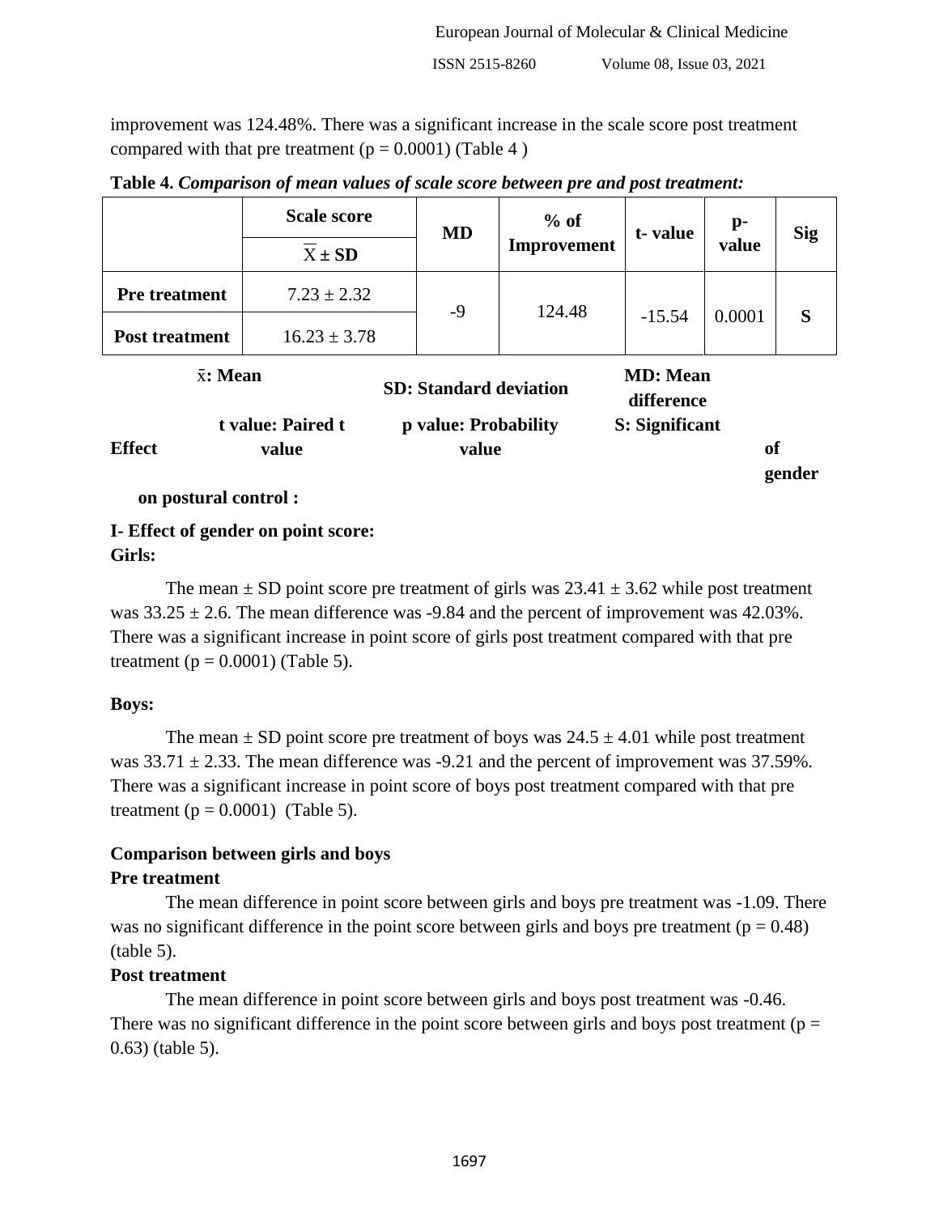improvement was 124.48%. There was a significant increase in the scale score post treatment compared with that pre treatment (p = 0.0001) (Table 4 )

**Table 4.** ***Comparison of mean values of scale score between pre and post treatment:***

| | Scale score | MD | % of Improvement | t- value | p-value | Sig |
|---|---|---|---|---|---|---|
| | $\bar{X} \pm$ SD | | | | | |
| **Pre treatment** | 7.23 ± 2.32 | -9 | 124.48 | -15.54 | 0.0001 | S |
| **Post treatment** | 16.23 ± 3.78 | | | | | |

**x̄: Mean** **SD: Standard deviation** **MD: Mean difference**
**t value: Paired t value** **p value: Probability value** **S: Significant**

**Effect of gender on postural control :**

**I- Effect of gender on point score:**

**Girls:**

The mean ± SD point score pre treatment of girls was 23.41 ± 3.62 while post treatment was 33.25 ± 2.6. The mean difference was -9.84 and the percent of improvement was 42.03%. There was a significant increase in point score of girls post treatment compared with that pre treatment (p = 0.0001) (Table 5).

**Boys:**

The mean ± SD point score pre treatment of boys was 24.5 ± 4.01 while post treatment was 33.71 ± 2.33. The mean difference was -9.21 and the percent of improvement was 37.59%. There was a significant increase in point score of boys post treatment compared with that pre treatment (p = 0.0001) (Table 5).

**Comparison between girls and boys**

**Pre treatment**

The mean difference in point score between girls and boys pre treatment was -1.09. There was no significant difference in the point score between girls and boys pre treatment (p = 0.48) (table 5).

**Post treatment**

The mean difference in point score between girls and boys post treatment was -0.46. There was no significant difference in the point score between girls and boys post treatment (p = 0.63) (table 5).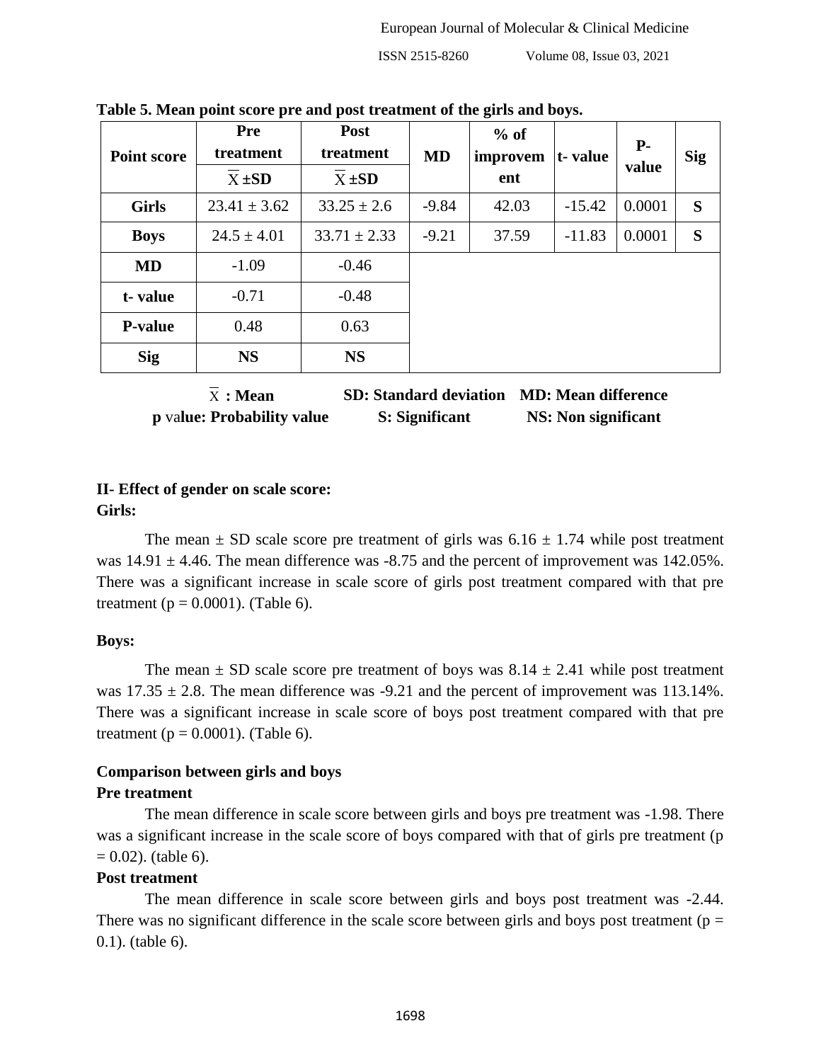**Table 5. Mean point score pre and post treatment of the girls and boys.**

| Point score | Pre treatment | Post treatment | MD | % of improvement | t- value | P-value | Sig |
|---|---|---|---|---|---|---|---|
| | $\overline{X}$ ±SD | $\overline{X}$ ±SD | | | | | |
| **Girls** | 23.41 ± 3.62 | 33.25 ± 2.6 | -9.84 | 42.03 | -15.42 | 0.0001 | **S** |
| **Boys** | 24.5 ± 4.01 | 33.71 ± 2.33 | -9.21 | 37.59 | -11.83 | 0.0001 | **S** |
| **MD** | -1.09 | -0.46 | | | | | |
| **t- value** | -0.71 | -0.48 | | | | | |
| **P-value** | 0.48 | 0.63 | | | | | |
| **Sig** | **NS** | **NS** | | | | | |

**$\overline{X}$ : Mean** **SD: Standard deviation** **MD: Mean difference**
**p value: Probability value** **S: Significant** **NS: Non significant**

### II- Effect of gender on scale score:

**Girls:**

The mean ± SD scale score pre treatment of girls was 6.16 ± 1.74 while post treatment was 14.91 ± 4.46. The mean difference was -8.75 and the percent of improvement was 142.05%. There was a significant increase in scale score of girls post treatment compared with that pre treatment (p = 0.0001). (Table 6).

**Boys:**

The mean ± SD scale score pre treatment of boys was 8.14 ± 2.41 while post treatment was 17.35 ± 2.8. The mean difference was -9.21 and the percent of improvement was 113.14%. There was a significant increase in scale score of boys post treatment compared with that pre treatment (p = 0.0001). (Table 6).

**Comparison between girls and boys**

**Pre treatment**

The mean difference in scale score between girls and boys pre treatment was -1.98. There was a significant increase in the scale score of boys compared with that of girls pre treatment (p = 0.02). (table 6).

**Post treatment**

The mean difference in scale score between girls and boys post treatment was -2.44. There was no significant difference in the scale score between girls and boys post treatment (p = 0.1). (table 6).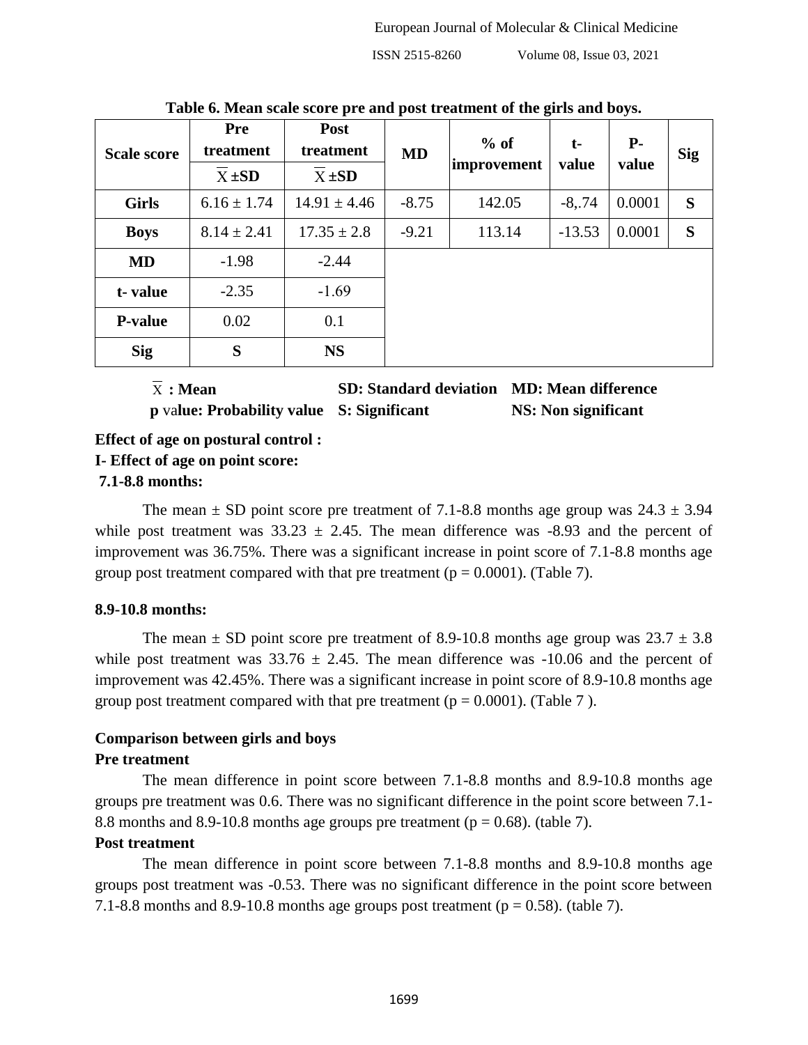**Table 6. Mean scale score pre and post treatment of the girls and boys.**

| Scale score | Pre treatment | Post treatment | MD | % of improvement | t-value | P-value | Sig |
|---|---|---|---|---|---|---|---|
| | $\bar{X}$ ±SD | $\bar{X}$ ±SD | | | | | |
| **Girls** | 6.16 ± 1.74 | 14.91 ± 4.46 | -8.75 | 142.05 | -8,.74 | 0.0001 | **S** |
| **Boys** | 8.14 ± 2.41 | 17.35 ± 2.8 | -9.21 | 113.14 | -13.53 | 0.0001 | **S** |
| **MD** | -1.98 | -2.44 | | | | | |
| **t- value** | -2.35 | -1.69 | | | | | |
| **P-value** | 0.02 | 0.1 | | | | | |
| **Sig** | **S** | **NS** | | | | | |

**$\bar{X}$ : Mean** **SD: Standard deviation** **MD: Mean difference**
**p value: Probability value** **S: Significant** **NS: Non significant**

**Effect of age on postural control :**

**I- Effect of age on point score:**

**7.1-8.8 months:**

The mean ± SD point score pre treatment of 7.1-8.8 months age group was 24.3 ± 3.94 while post treatment was 33.23 ± 2.45. The mean difference was -8.93 and the percent of improvement was 36.75%. There was a significant increase in point score of 7.1-8.8 months age group post treatment compared with that pre treatment (p = 0.0001). (Table 7).

**8.9-10.8 months:**

The mean ± SD point score pre treatment of 8.9-10.8 months age group was 23.7 ± 3.8 while post treatment was 33.76 ± 2.45. The mean difference was -10.06 and the percent of improvement was 42.45%. There was a significant increase in point score of 8.9-10.8 months age group post treatment compared with that pre treatment (p = 0.0001). (Table 7 ).

**Comparison between girls and boys**

**Pre treatment**

The mean difference in point score between 7.1-8.8 months and 8.9-10.8 months age groups pre treatment was 0.6. There was no significant difference in the point score between 7.1-8.8 months and 8.9-10.8 months age groups pre treatment (p = 0.68). (table 7).

**Post treatment**

The mean difference in point score between 7.1-8.8 months and 8.9-10.8 months age groups post treatment was -0.53. There was no significant difference in the point score between 7.1-8.8 months and 8.9-10.8 months age groups post treatment (p = 0.58). (table 7).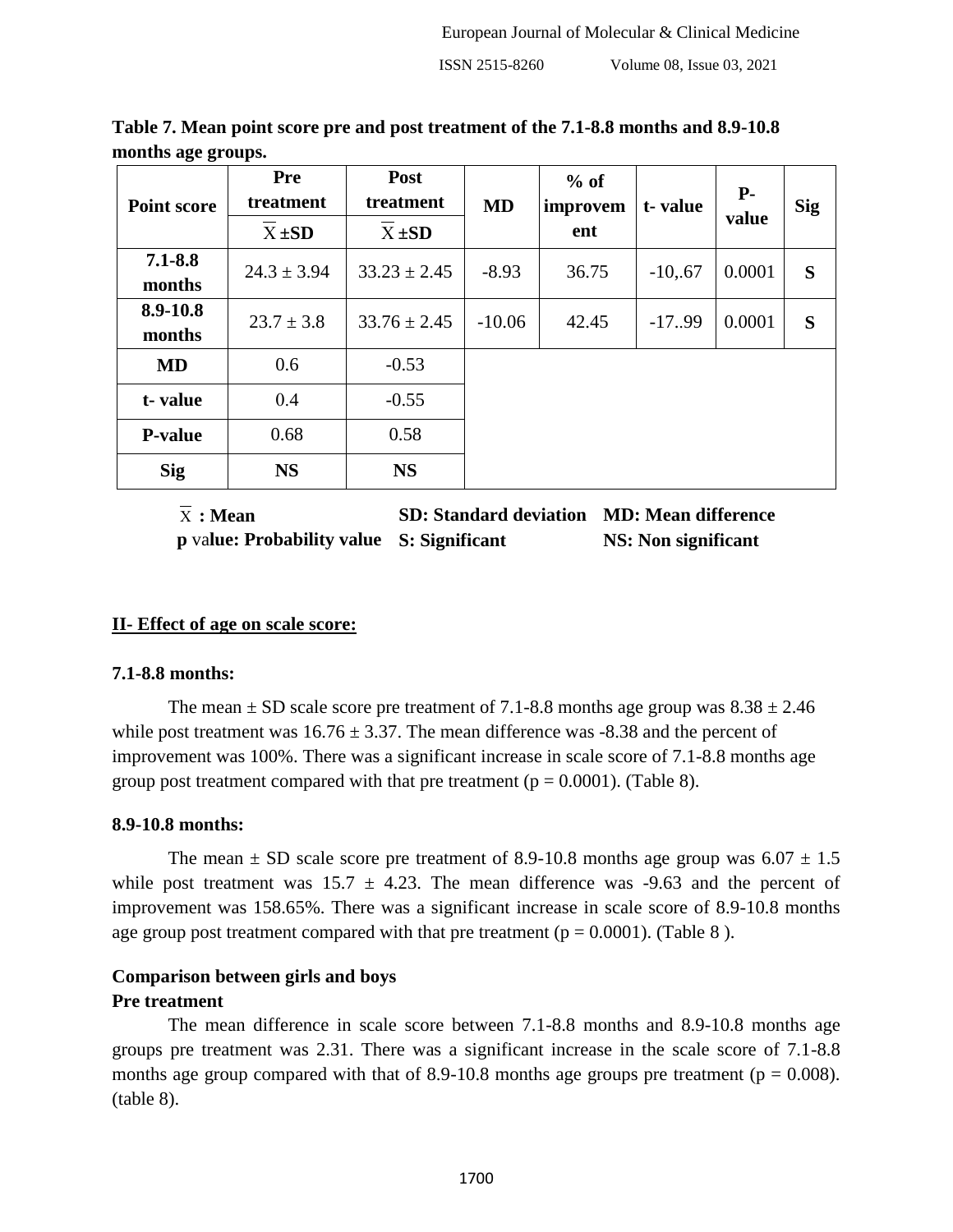**Table 7. Mean point score pre and post treatment of the 7.1-8.8 months and 8.9-10.8 months age groups.**

| Point score | Pre treatment | Post treatment | MD | % of improvement | t- value | P- value | Sig |
|---|---|---|---|---|---|---|---|
| | $\overline{X}$ ±SD | $\overline{X}$ ±SD | | | | | |
| **7.1-8.8 months** | 24.3 ± 3.94 | 33.23 ± 2.45 | -8.93 | 36.75 | -10,.67 | 0.0001 | **S** |
| **8.9-10.8 months** | 23.7 ± 3.8 | 33.76 ± 2.45 | -10.06 | 42.45 | -17..99 | 0.0001 | **S** |
| **MD** | 0.6 | -0.53 | | | | | |
| **t- value** | 0.4 | -0.55 | | | | | |
| **P-value** | 0.68 | 0.58 | | | | | |
| **Sig** | **NS** | **NS** | | | | | |

**$\overline{X}$ : Mean** **SD: Standard deviation** **MD: Mean difference**
**p value: Probability value** **S: Significant** **NS: Non significant**

## II- Effect of age on scale score:

### 7.1-8.8 months:

The mean ± SD scale score pre treatment of 7.1-8.8 months age group was 8.38 ± 2.46 while post treatment was 16.76 ± 3.37. The mean difference was -8.38 and the percent of improvement was 100%. There was a significant increase in scale score of 7.1-8.8 months age group post treatment compared with that pre treatment (p = 0.0001). (Table 8).

### 8.9-10.8 months:

The mean ± SD scale score pre treatment of 8.9-10.8 months age group was 6.07 ± 1.5 while post treatment was 15.7 ± 4.23. The mean difference was -9.63 and the percent of improvement was 158.65%. There was a significant increase in scale score of 8.9-10.8 months age group post treatment compared with that pre treatment (p = 0.0001). (Table 8 ).

### Comparison between girls and boys

### Pre treatment

The mean difference in scale score between 7.1-8.8 months and 8.9-10.8 months age groups pre treatment was 2.31. There was a significant increase in the scale score of 7.1-8.8 months age group compared with that of 8.9-10.8 months age groups pre treatment (p = 0.008). (table 8).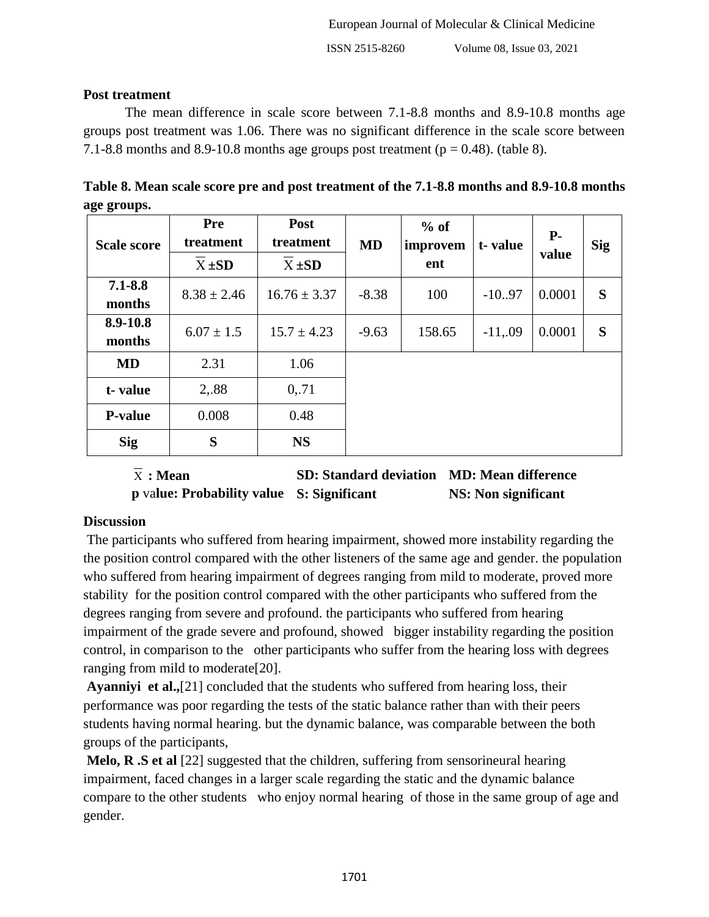**Post treatment**

The mean difference in scale score between 7.1-8.8 months and 8.9-10.8 months age groups post treatment was 1.06. There was no significant difference in the scale score between 7.1-8.8 months and 8.9-10.8 months age groups post treatment (p = 0.48). (table 8).

**Table 8. Mean scale score pre and post treatment of the 7.1-8.8 months and 8.9-10.8 months age groups.**

| Scale score | Pre treatment $\overline{X} \pm SD$ | Post treatment $\overline{X} \pm SD$ | MD | % of improvement | t- value | P-value | Sig |
|---|---|---|---|---|---|---|---|
| **7.1-8.8 months** | 8.38 ± 2.46 | 16.76 ± 3.37 | -8.38 | 100 | -10..97 | 0.0001 | **S** |
| **8.9-10.8 months** | 6.07 ± 1.5 | 15.7 ± 4.23 | -9.63 | 158.65 | -11,.09 | 0.0001 | **S** |
| **MD** | 2.31 | 1.06 | | | | | |
| **t- value** | 2,.88 | 0,.71 | | | | | |
| **P-value** | 0.008 | 0.48 | | | | | |
| **Sig** | **S** | **NS** | | | | | |

**$\overline{X}$ : Mean** **SD: Standard deviation** **MD: Mean difference**
**p** v**alue: Probability value** **S: Significant** **NS: Non significant**

**Discussion**

The participants who suffered from hearing impairment, showed more instability regarding the the position control compared with the other listeners of the same age and gender. the population who suffered from hearing impairment of degrees ranging from mild to moderate, proved more stability for the position control compared with the other participants who suffered from the degrees ranging from severe and profound. the participants who suffered from hearing impairment of the grade severe and profound, showed bigger instability regarding the position control, in comparison to the other participants who suffer from the hearing loss with degrees ranging from mild to moderate[20].

**Ayanniyi et al.,**[21] concluded that the students who suffered from hearing loss, their performance was poor regarding the tests of the static balance rather than with their peers students having normal hearing. but the dynamic balance, was comparable between the both groups of the participants,

**Melo, R .S et al** [22] suggested that the children, suffering from sensorineural hearing impairment, faced changes in a larger scale regarding the static and the dynamic balance compare to the other students who enjoy normal hearing of those in the same group of age and gender.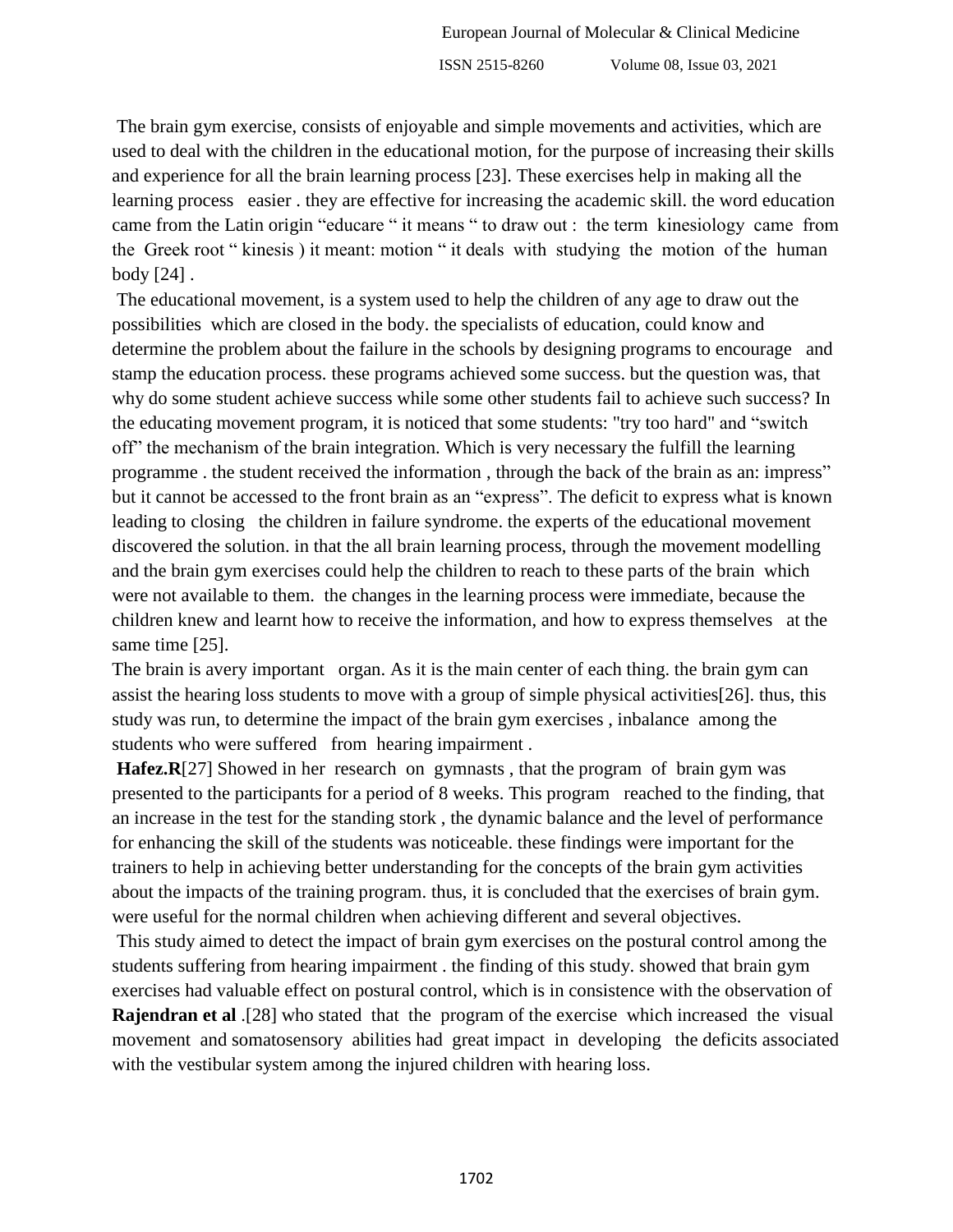The brain gym exercise, consists of enjoyable and simple movements and activities, which are used to deal with the children in the educational motion, for the purpose of increasing their skills and experience for all the brain learning process [23]. These exercises help in making all the learning process easier . they are effective for increasing the academic skill. the word education came from the Latin origin "educare " it means " to draw out : the term kinesiology came from the Greek root " kinesis ) it meant: motion " it deals with studying the motion of the human body [24] .

The educational movement, is a system used to help the children of any age to draw out the possibilities which are closed in the body. the specialists of education, could know and determine the problem about the failure in the schools by designing programs to encourage and stamp the education process. these programs achieved some success. but the question was, that why do some student achieve success while some other students fail to achieve such success? In the educating movement program, it is noticed that some students: "try too hard" and "switch off" the mechanism of the brain integration. Which is very necessary the fulfill the learning programme . the student received the information , through the back of the brain as an: impress" but it cannot be accessed to the front brain as an "express". The deficit to express what is known leading to closing the children in failure syndrome. the experts of the educational movement discovered the solution. in that the all brain learning process, through the movement modelling and the brain gym exercises could help the children to reach to these parts of the brain which were not available to them. the changes in the learning process were immediate, because the children knew and learnt how to receive the information, and how to express themselves at the same time [25].

The brain is avery important organ. As it is the main center of each thing. the brain gym can assist the hearing loss students to move with a group of simple physical activities[26]. thus, this study was run, to determine the impact of the brain gym exercises , inbalance among the students who were suffered from hearing impairment .

**Hafez.R**[27] Showed in her research on gymnasts , that the program of brain gym was presented to the participants for a period of 8 weeks. This program reached to the finding, that an increase in the test for the standing stork , the dynamic balance and the level of performance for enhancing the skill of the students was noticeable. these findings were important for the trainers to help in achieving better understanding for the concepts of the brain gym activities about the impacts of the training program. thus, it is concluded that the exercises of brain gym. were useful for the normal children when achieving different and several objectives.

This study aimed to detect the impact of brain gym exercises on the postural control among the students suffering from hearing impairment . the finding of this study. showed that brain gym exercises had valuable effect on postural control, which is in consistence with the observation of **Rajendran et al** .[28] who stated that the program of the exercise which increased the visual movement and somatosensory abilities had great impact in developing the deficits associated with the vestibular system among the injured children with hearing loss.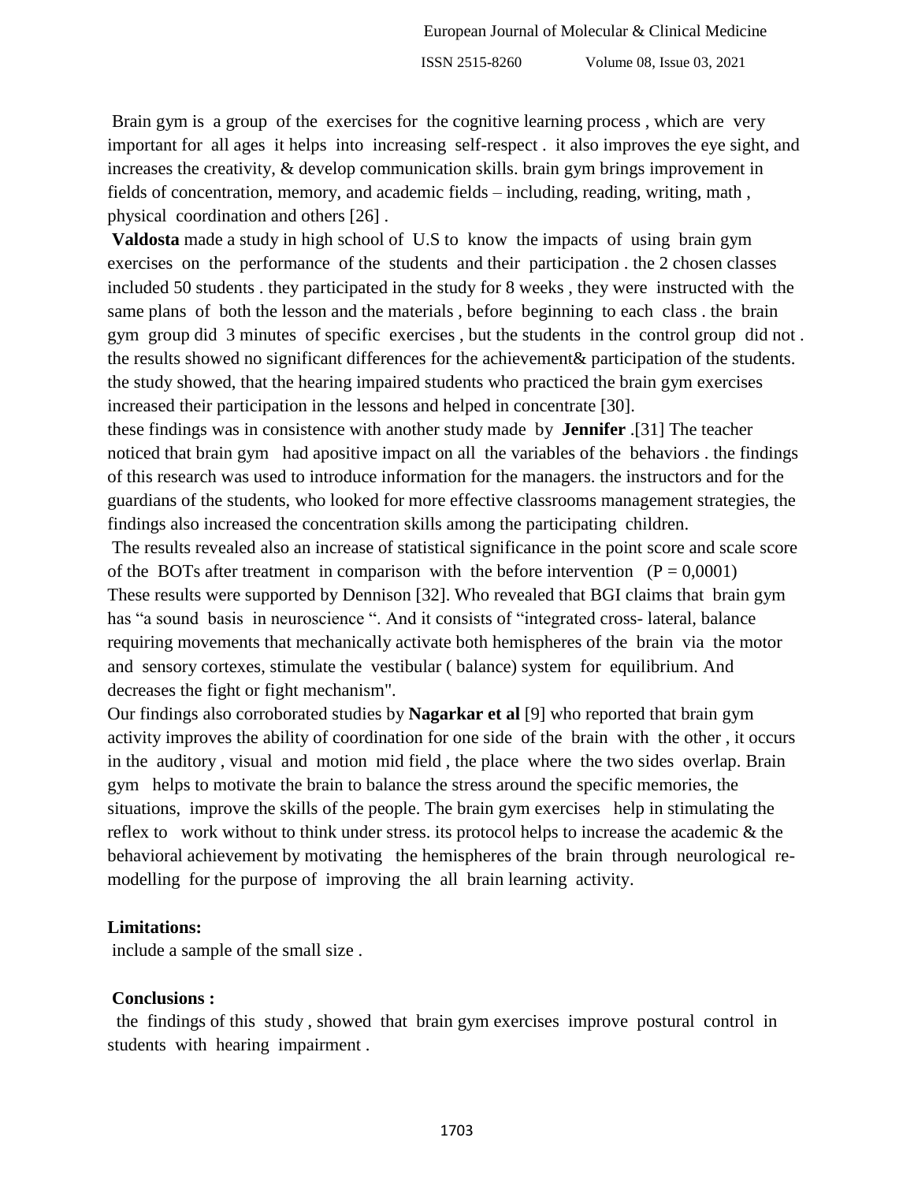Brain gym is a group of the exercises for the cognitive learning process , which are very important for all ages it helps into increasing self-respect . it also improves the eye sight, and increases the creativity, & develop communication skills. brain gym brings improvement in fields of concentration, memory, and academic fields – including, reading, writing, math , physical coordination and others [26] .

**Valdosta** made a study in high school of U.S to know the impacts of using brain gym exercises on the performance of the students and their participation . the 2 chosen classes included 50 students . they participated in the study for 8 weeks , they were instructed with the same plans of both the lesson and the materials , before beginning to each class . the brain gym group did 3 minutes of specific exercises , but the students in the control group did not . the results showed no significant differences for the achievement& participation of the students. the study showed, that the hearing impaired students who practiced the brain gym exercises increased their participation in the lessons and helped in concentrate [30].

these findings was in consistence with another study made by **Jennifer** .[31] The teacher noticed that brain gym had apositive impact on all the variables of the behaviors . the findings of this research was used to introduce information for the managers. the instructors and for the guardians of the students, who looked for more effective classrooms management strategies, the findings also increased the concentration skills among the participating children.

The results revealed also an increase of statistical significance in the point score and scale score of the BOTs after treatment in comparison with the before intervention ($P = 0,0001$)
These results were supported by Dennison [32]. Who revealed that BGI claims that brain gym has "a sound basis in neuroscience ". And it consists of "integrated cross- lateral, balance requiring movements that mechanically activate both hemispheres of the brain via the motor and sensory cortexes, stimulate the vestibular ( balance) system for equilibrium. And decreases the fight or fight mechanism".

Our findings also corroborated studies by **Nagarkar et al** [9] who reported that brain gym activity improves the ability of coordination for one side of the brain with the other , it occurs in the auditory , visual and motion mid field , the place where the two sides overlap. Brain gym helps to motivate the brain to balance the stress around the specific memories, the situations, improve the skills of the people. The brain gym exercises help in stimulating the reflex to work without to think under stress. its protocol helps to increase the academic & the behavioral achievement by motivating the hemispheres of the brain through neurological re-modelling for the purpose of improving the all brain learning activity.

**Limitations:**

include a sample of the small size .

**Conclusions :**

the findings of this study , showed that brain gym exercises improve postural control in students with hearing impairment .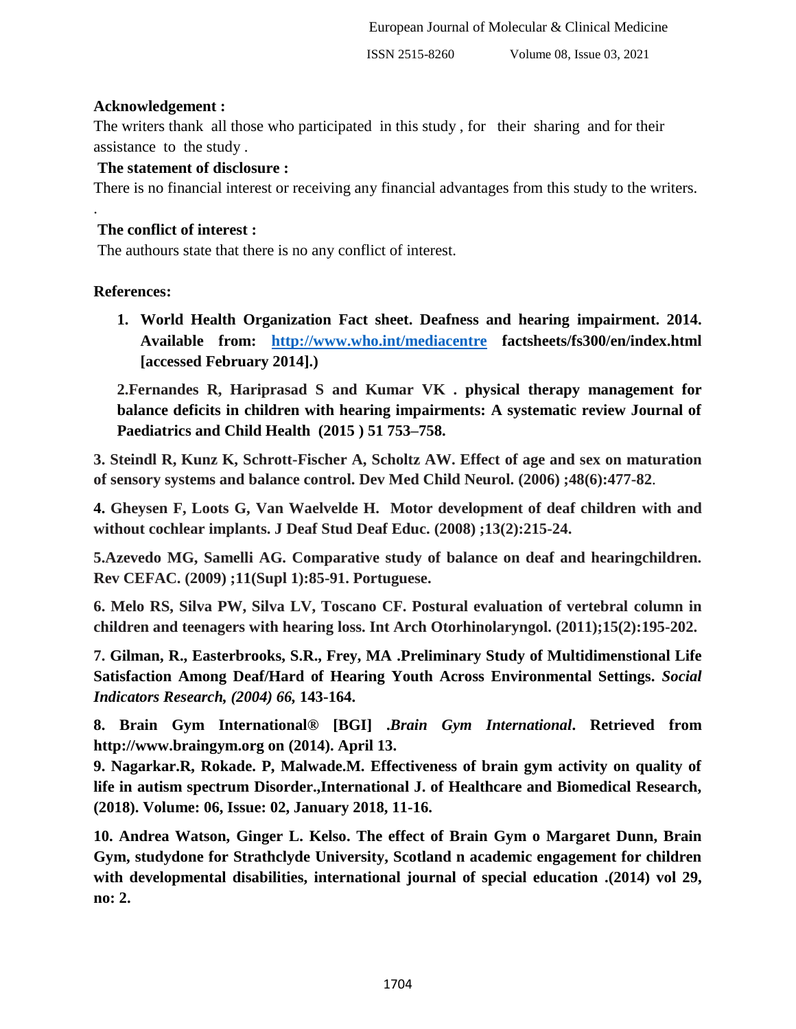**Acknowledgement :**

The writers thank all those who participated in this study , for their sharing and for their assistance to the study .

**The statement of disclosure :**

There is no financial interest or receiving any financial advantages from this study to the writers.

.

**The conflict of interest :**

The authours state that there is no any conflict of interest.

**References:**

1. **World Health Organization Fact sheet. Deafness and hearing impairment. 2014. Available from: [http://www.who.int/mediacentre](http://www.who.int/mediacentre) factsheets/fs300/en/index.html [accessed February 2014].)**

**2.Fernandes R, Hariprasad S and Kumar VK . physical therapy management for balance deficits in children with hearing impairments: A systematic review Journal of Paediatrics and Child Health (2015 ) 51 753–758.**

**3. Steindl R, Kunz K, Schrott-Fischer A, Scholtz AW. Effect of age and sex on maturation of sensory systems and balance control. Dev Med Child Neurol. (2006) ;48(6):477-82**.

**4. Gheysen F, Loots G, Van Waelvelde H. Motor development of deaf children with and without cochlear implants. J Deaf Stud Deaf Educ. (2008) ;13(2):215-24.**

**5.Azevedo MG, Samelli AG. Comparative study of balance on deaf and hearingchildren. Rev CEFAC. (2009) ;11(Supl 1):85-91. Portuguese.**

**6. Melo RS, Silva PW, Silva LV, Toscano CF. Postural evaluation of vertebral column in children and teenagers with hearing loss. Int Arch Otorhinolaryngol. (2011);15(2):195-202.**

**7. Gilman, R., Easterbrooks, S.R., Frey, MA .Preliminary Study of Multidimenstional Life Satisfaction Among Deaf/Hard of Hearing Youth Across Environmental Settings. *Social Indicators Research, (2004) 66,* 143-164.**

**8. Brain Gym International® [BGI] .*Brain Gym International*. Retrieved from http://www.braingym.org on (2014). April 13.**

**9. Nagarkar.R, Rokade. P, Malwade.M. Effectiveness of brain gym activity on quality of life in autism spectrum Disorder.,International J. of Healthcare and Biomedical Research, (2018). Volume: 06, Issue: 02, January 2018, 11-16.**

**10. Andrea Watson, Ginger L. Kelso. The effect of Brain Gym o Margaret Dunn, Brain Gym, studydone for Strathclyde University, Scotland n academic engagement for children with developmental disabilities, international journal of special education .(2014) vol 29, no: 2.**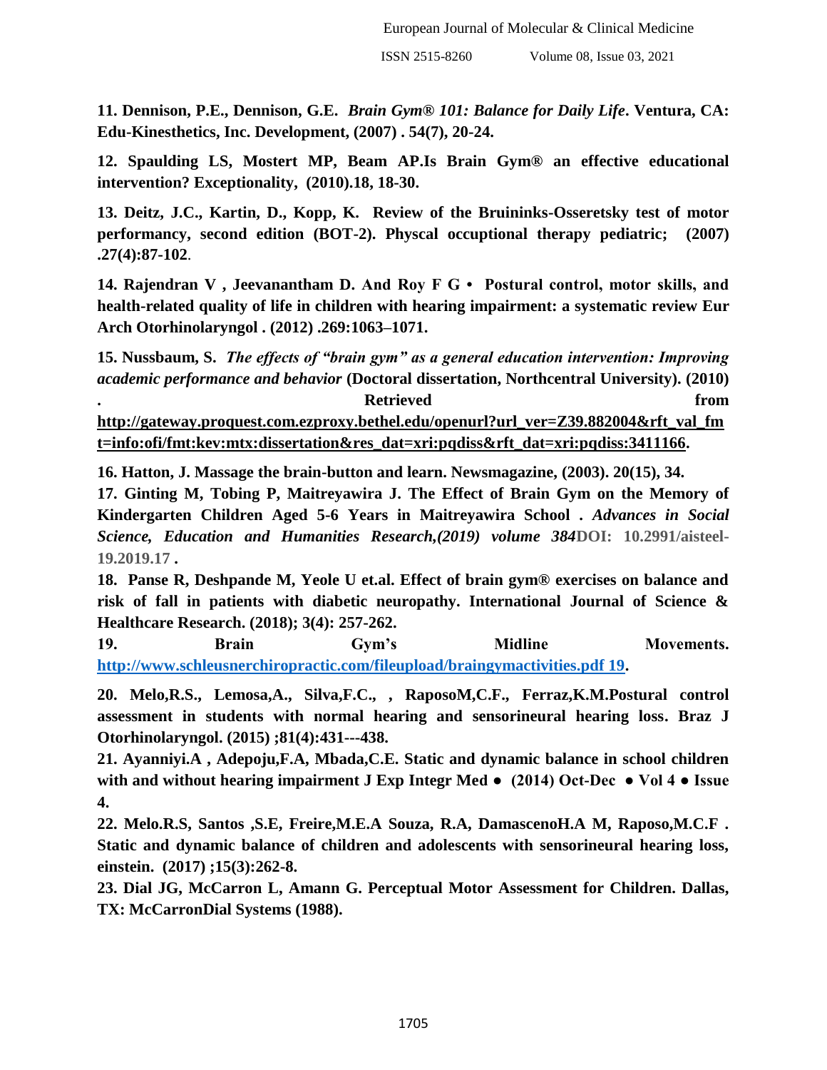**11. Dennison, P.E., Dennison, G.E.** ***Brain Gym® 101: Balance for Daily Life*****. Ventura, CA: Edu-Kinesthetics, Inc. Development, (2007) . 54(7), 20-24.**

**12. Spaulding LS, Mostert MP, Beam AP.Is Brain Gym® an effective educational intervention? Exceptionality, (2010).18, 18-30.**

**13. Deitz, J.C., Kartin, D., Kopp, K. Review of the Bruininks-Osseretsky test of motor performancy, second edition (BOT-2). Physcal occuptional therapy pediatric; (2007) .27(4):87-102**.

**14. Rajendran V , Jeevanantham D. And Roy F G • Postural control, motor skills, and health-related quality of life in children with hearing impairment: a systematic review Eur Arch Otorhinolaryngol . (2012) .269:1063–1071.**

**15. Nussbaum, S.** ***The effects of "brain gym" as a general education intervention: Improving academic performance and behavior*** **(Doctoral dissertation, Northcentral University). (2010) . Retrieved from http://gateway.proquest.com.ezproxy.bethel.edu/openurl?url_ver=Z39.882004&rft_val_fmt=info:ofi/fmt:kev:mtx:dissertation&res_dat=xri:pqdiss&rft_dat=xri:pqdiss:3411166.**

**16. Hatton, J. Massage the brain-button and learn. Newsmagazine, (2003). 20(15), 34.**

**17. Ginting M, Tobing P, Maitreyawira J. The Effect of Brain Gym on the Memory of Kindergarten Children Aged 5-6 Years in Maitreyawira School .** ***Advances in Social Science, Education and Humanities Research,(2019) volume 384*****DOI: 10.2991/aisteel-19.2019.17 .**

**18. Panse R, Deshpande M, Yeole U et.al. Effect of brain gym® exercises on balance and risk of fall in patients with diabetic neuropathy. International Journal of Science & Healthcare Research. (2018); 3(4): 257-262.**

**19. Brain Gym's Midline Movements. http://www.schleusnerchiropractic.com/fileupload/braingymactivities.pdf 19.**

**20. Melo,R.S., Lemosa,A., Silva,F.C., , RaposoM,C.F., Ferraz,K.M.Postural control assessment in students with normal hearing and sensorineural hearing loss. Braz J Otorhinolaryngol. (2015) ;81(4):431---438.**

**21. Ayanniyi.A , Adepoju,F.A, Mbada,C.E. Static and dynamic balance in school children with and without hearing impairment J Exp Integr Med ● (2014) Oct-Dec ● Vol 4 ● Issue 4.**

**22. Melo.R.S, Santos ,S.E, Freire,M.E.A Souza, R.A, DamascenoH.A M, Raposo,M.C.F . Static and dynamic balance of children and adolescents with sensorineural hearing loss, einstein. (2017) ;15(3):262-8.**

**23. Dial JG, McCarron L, Amann G. Perceptual Motor Assessment for Children. Dallas, TX: McCarronDial Systems (1988).**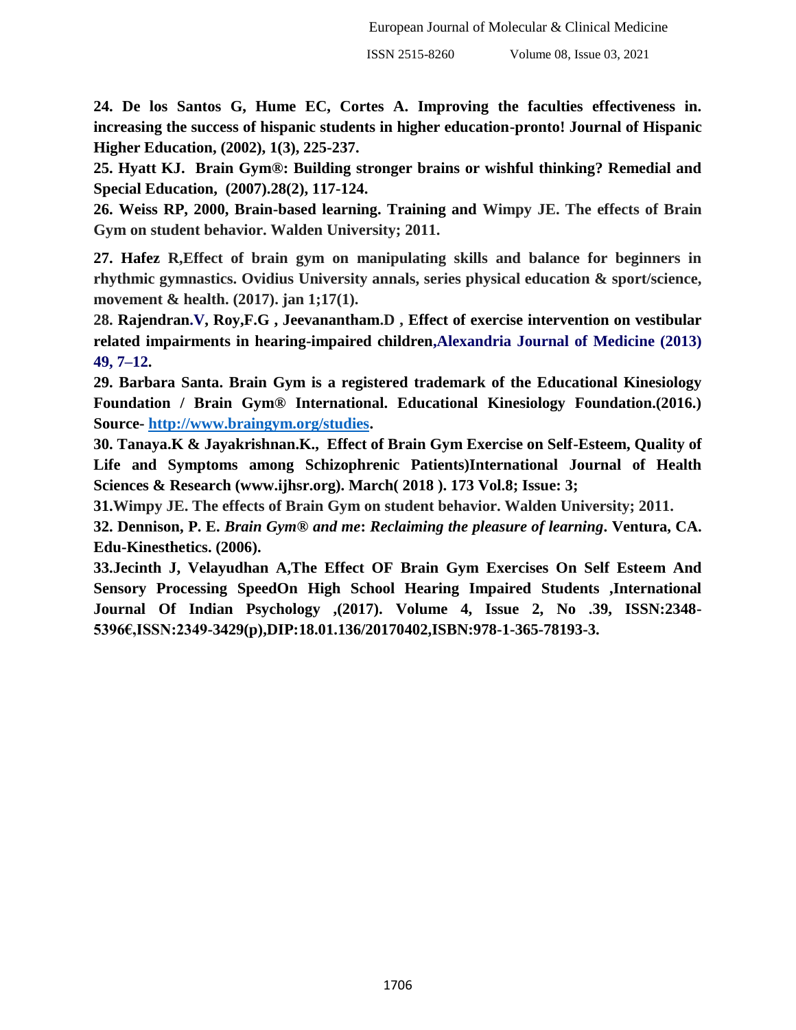**24. De los Santos G, Hume EC, Cortes A. Improving the faculties effectiveness in. increasing the success of hispanic students in higher education-pronto! Journal of Hispanic Higher Education, (2002), 1(3), 225-237.**

**25. Hyatt KJ. Brain Gym®: Building stronger brains or wishful thinking? Remedial and Special Education, (2007).28(2), 117-124.**

**26. Weiss RP, 2000, Brain-based learning. Training and Wimpy JE. The effects of Brain Gym on student behavior. Walden University; 2011.**

**27. Hafez R,Effect of brain gym on manipulating skills and balance for beginners in rhythmic gymnastics. Ovidius University annals, series physical education & sport/science, movement & health. (2017). jan 1;17(1).**

**28. Rajendran.V, Roy,F.G , Jeevanantham.D , Effect of exercise intervention on vestibular related impairments in hearing-impaired children,Alexandria Journal of Medicine (2013) 49, 7–12.**

**29. Barbara Santa. Brain Gym is a registered trademark of the Educational Kinesiology Foundation / Brain Gym® International. Educational Kinesiology Foundation.(2016.) Source- http://www.braingym.org/studies.**

**30. Tanaya.K & Jayakrishnan.K., Effect of Brain Gym Exercise on Self-Esteem, Quality of Life and Symptoms among Schizophrenic Patients)International Journal of Health Sciences & Research (www.ijhsr.org). March( 2018 ). 173 Vol.8; Issue: 3;**

**31.Wimpy JE. The effects of Brain Gym on student behavior. Walden University; 2011.**

**32. Dennison, P. E. *Brain Gym® and me*: *Reclaiming the pleasure of learning*. Ventura, CA. Edu-Kinesthetics. (2006).**

**33.Jecinth J, Velayudhan A,The Effect OF Brain Gym Exercises On Self Esteem And Sensory Processing SpeedOn High School Hearing Impaired Students ,International Journal Of Indian Psychology ,(2017). Volume 4, Issue 2, No .39, ISSN:2348-5396€,ISSN:2349-3429(p),DIP:18.01.136/20170402,ISBN:978-1-365-78193-3.**